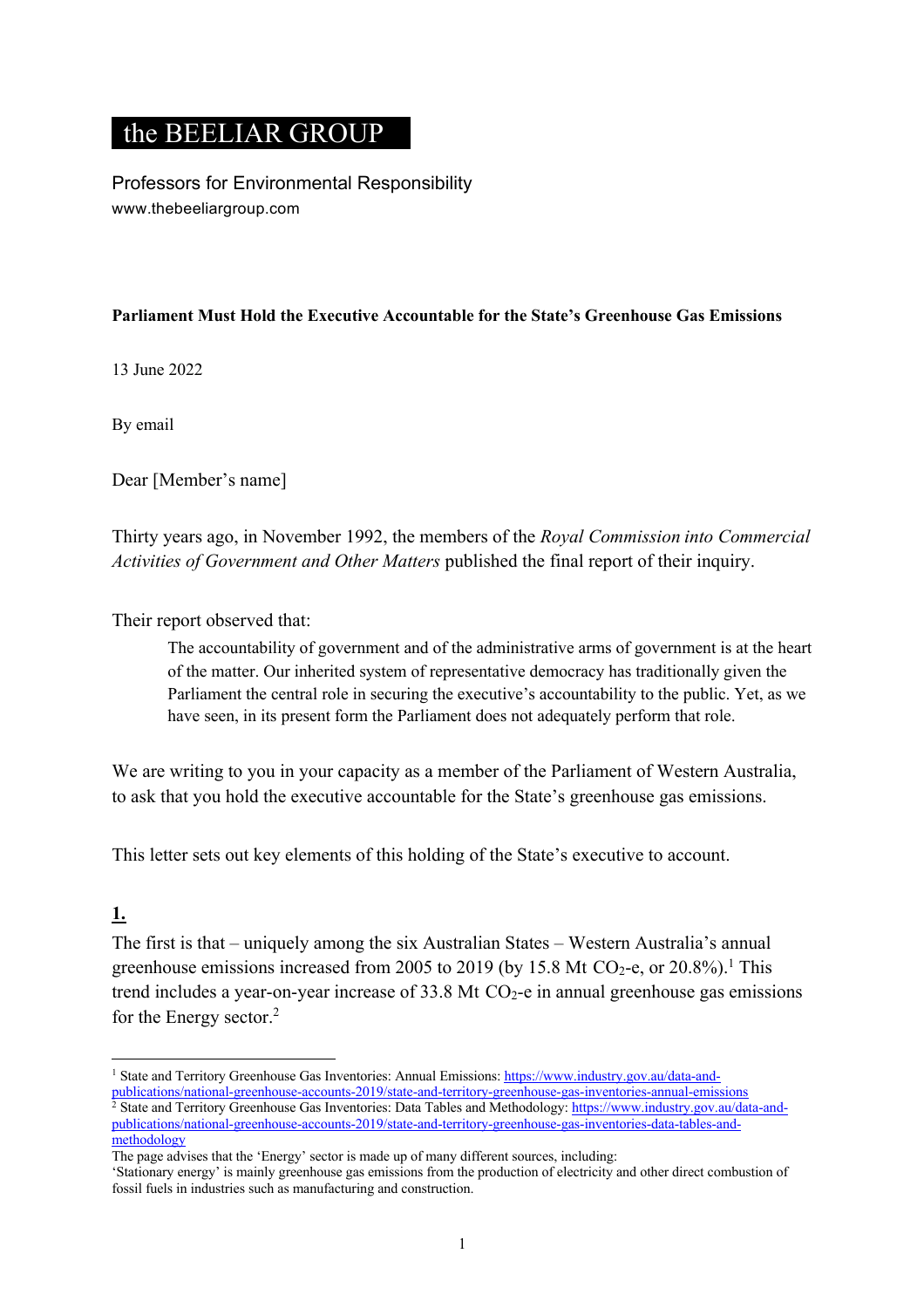# the BEELIAR GROUP

Professors for Environmental Responsibility
www.thebeeliargroup.com

**Parliament Must Hold the Executive Accountable for the State's Greenhouse Gas Emissions**

13 June 2022

By email

Dear [Member's name]

Thirty years ago, in November 1992, the members of the *Royal Commission into Commercial Activities of Government and Other Matters* published the final report of their inquiry.

Their report observed that:

> The accountability of government and of the administrative arms of government is at the heart of the matter. Our inherited system of representative democracy has traditionally given the Parliament the central role in securing the executive's accountability to the public. Yet, as we have seen, in its present form the Parliament does not adequately perform that role.

We are writing to you in your capacity as a member of the Parliament of Western Australia, to ask that you hold the executive accountable for the State's greenhouse gas emissions.

This letter sets out key elements of this holding of the State's executive to account.

## 1.

The first is that – uniquely among the six Australian States – Western Australia's annual greenhouse emissions increased from 2005 to 2019 (by 15.8 Mt $CO_2$-e, or 20.8%).[1] This trend includes a year-on-year increase of 33.8 Mt $CO_2$-e in annual greenhouse gas emissions for the Energy sector.[2]

---

[1] State and Territory Greenhouse Gas Inventories: Annual Emissions: https://www.industry.gov.au/data-and-publications/national-greenhouse-accounts-2019/state-and-territory-greenhouse-gas-inventories-annual-emissions

[2] State and Territory Greenhouse Gas Inventories: Data Tables and Methodology: https://www.industry.gov.au/data-and-publications/national-greenhouse-accounts-2019/state-and-territory-greenhouse-gas-inventories-data-tables-and-methodology

The page advises that the 'Energy' sector is made up of many different sources, including:

'Stationary energy' is mainly greenhouse gas emissions from the production of electricity and other direct combustion of fossil fuels in industries such as manufacturing and construction.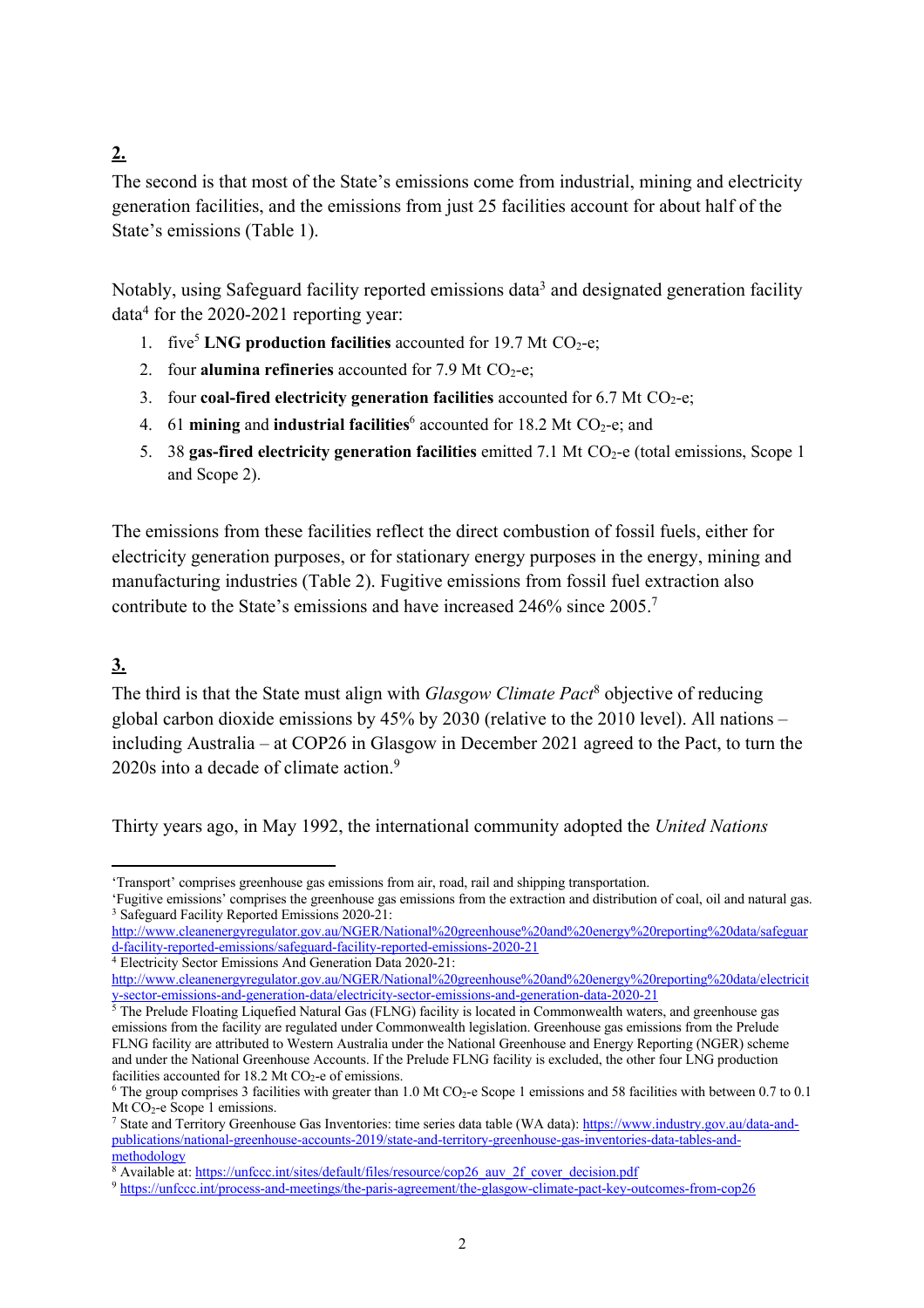**2.**

The second is that most of the State's emissions come from industrial, mining and electricity generation facilities, and the emissions from just 25 facilities account for about half of the State's emissions (Table 1).

Notably, using Safeguard facility reported emissions data[3] and designated generation facility data[4] for the 2020-2021 reporting year:

1. five[5] **LNG production facilities** accounted for 19.7 Mt $CO_2$-e;
2. four **alumina refineries** accounted for 7.9 Mt $CO_2$-e;
3. four **coal-fired electricity generation facilities** accounted for 6.7 Mt $CO_2$-e;
4. 61 **mining** and **industrial facilities**[6] accounted for 18.2 Mt $CO_2$-e; and
5. 38 **gas-fired electricity generation facilities** emitted 7.1 Mt $CO_2$-e (total emissions, Scope 1 and Scope 2).

The emissions from these facilities reflect the direct combustion of fossil fuels, either for electricity generation purposes, or for stationary energy purposes in the energy, mining and manufacturing industries (Table 2). Fugitive emissions from fossil fuel extraction also contribute to the State's emissions and have increased 246% since 2005.[7]

**3.**

The third is that the State must align with *Glasgow Climate Pact*[8] objective of reducing global carbon dioxide emissions by 45% by 2030 (relative to the 2010 level). All nations – including Australia – at COP26 in Glasgow in December 2021 agreed to the Pact, to turn the 2020s into a decade of climate action.[9]

Thirty years ago, in May 1992, the international community adopted the *United Nations*

---

'Transport' comprises greenhouse gas emissions from air, road, rail and shipping transportation.
'Fugitive emissions' comprises the greenhouse gas emissions from the extraction and distribution of coal, oil and natural gas.

[3] Safeguard Facility Reported Emissions 2020-21: http://www.cleanenergyregulator.gov.au/NGER/National%20greenhouse%20and%20energy%20reporting%20data/safeguard-facility-reported-emissions/safeguard-facility-reported-emissions-2020-21

[4] Electricity Sector Emissions And Generation Data 2020-21: http://www.cleanenergyregulator.gov.au/NGER/National%20greenhouse%20and%20energy%20reporting%20data/electricity-sector-emissions-and-generation-data/electricity-sector-emissions-and-generation-data-2020-21

[5] The Prelude Floating Liquefied Natural Gas (FLNG) facility is located in Commonwealth waters, and greenhouse gas emissions from the facility are regulated under Commonwealth legislation. Greenhouse gas emissions from the Prelude FLNG facility are attributed to Western Australia under the National Greenhouse and Energy Reporting (NGER) scheme and under the National Greenhouse Accounts. If the Prelude FLNG facility is excluded, the other four LNG production facilities accounted for 18.2 Mt $CO_2$-e of emissions.

[6] The group comprises 3 facilities with greater than 1.0 Mt $CO_2$-e Scope 1 emissions and 58 facilities with between 0.7 to 0.1 Mt $CO_2$-e Scope 1 emissions.

[7] State and Territory Greenhouse Gas Inventories: time series data table (WA data): https://www.industry.gov.au/data-and-publications/national-greenhouse-accounts-2019/state-and-territory-greenhouse-gas-inventories-data-tables-and-methodology

[8] Available at: https://unfccc.int/sites/default/files/resource/cop26_auv_2f_cover_decision.pdf

[9] https://unfccc.int/process-and-meetings/the-paris-agreement/the-glasgow-climate-pact-key-outcomes-from-cop26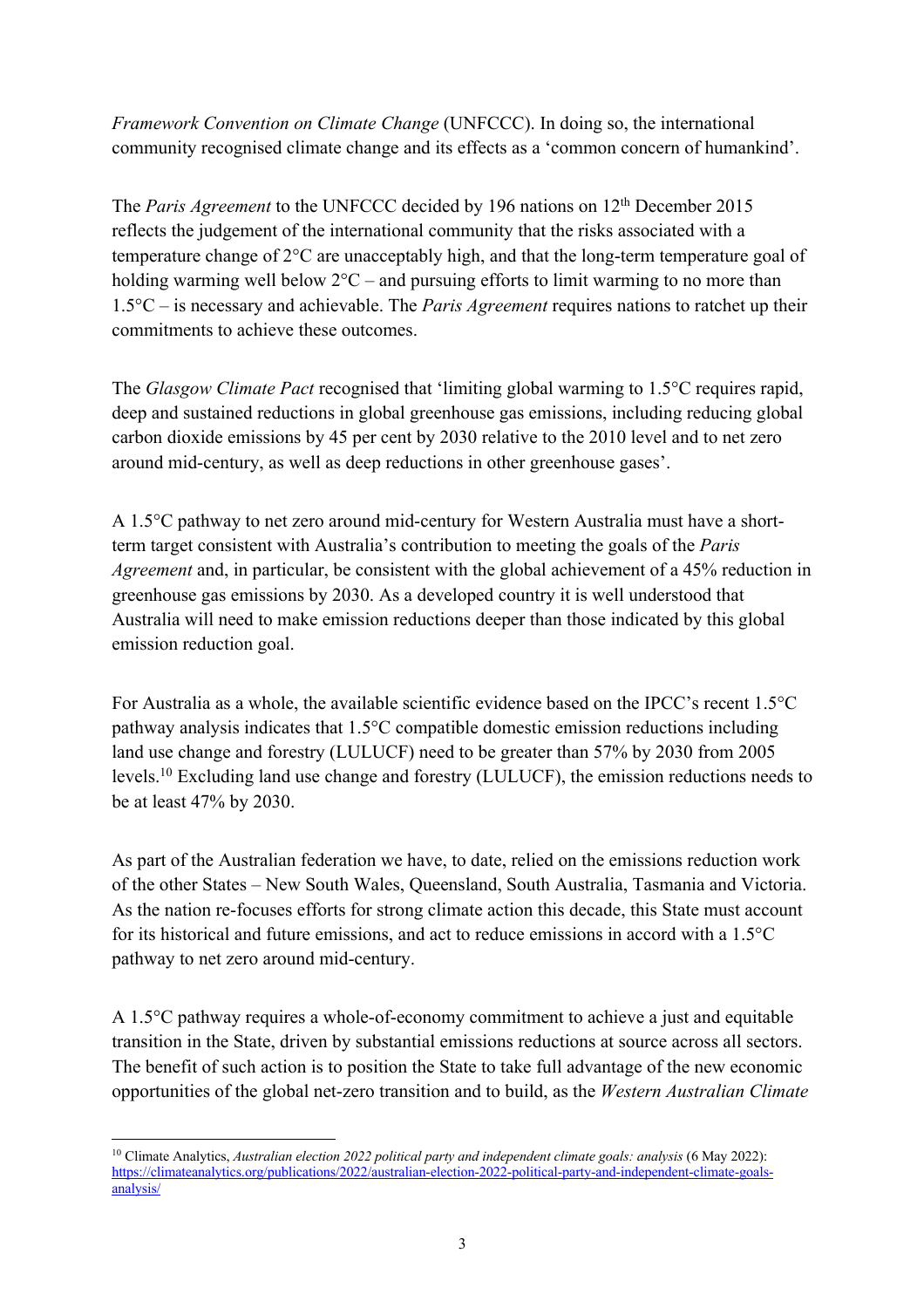*Framework Convention on Climate Change* (UNFCCC). In doing so, the international community recognised climate change and its effects as a 'common concern of humankind'.

The *Paris Agreement* to the UNFCCC decided by 196 nations on 12th December 2015 reflects the judgement of the international community that the risks associated with a temperature change of 2°C are unacceptably high, and that the long-term temperature goal of holding warming well below 2°C – and pursuing efforts to limit warming to no more than 1.5°C – is necessary and achievable. The *Paris Agreement* requires nations to ratchet up their commitments to achieve these outcomes.

The *Glasgow Climate Pact* recognised that 'limiting global warming to 1.5°C requires rapid, deep and sustained reductions in global greenhouse gas emissions, including reducing global carbon dioxide emissions by 45 per cent by 2030 relative to the 2010 level and to net zero around mid-century, as well as deep reductions in other greenhouse gases'.

A 1.5°C pathway to net zero around mid-century for Western Australia must have a short-term target consistent with Australia's contribution to meeting the goals of the *Paris Agreement* and, in particular, be consistent with the global achievement of a 45% reduction in greenhouse gas emissions by 2030. As a developed country it is well understood that Australia will need to make emission reductions deeper than those indicated by this global emission reduction goal.

For Australia as a whole, the available scientific evidence based on the IPCC's recent 1.5°C pathway analysis indicates that 1.5°C compatible domestic emission reductions including land use change and forestry (LULUCF) need to be greater than 57% by 2030 from 2005 levels.[10] Excluding land use change and forestry (LULUCF), the emission reductions needs to be at least 47% by 2030.

As part of the Australian federation we have, to date, relied on the emissions reduction work of the other States – New South Wales, Queensland, South Australia, Tasmania and Victoria. As the nation re-focuses efforts for strong climate action this decade, this State must account for its historical and future emissions, and act to reduce emissions in accord with a 1.5°C pathway to net zero around mid-century.

A 1.5°C pathway requires a whole-of-economy commitment to achieve a just and equitable transition in the State, driven by substantial emissions reductions at source across all sectors. The benefit of such action is to position the State to take full advantage of the new economic opportunities of the global net-zero transition and to build, as the *Western Australian Climate*

---

[10] Climate Analytics, *Australian election 2022 political party and independent climate goals: analysis* (6 May 2022): https://climateanalytics.org/publications/2022/australian-election-2022-political-party-and-independent-climate-goals-analysis/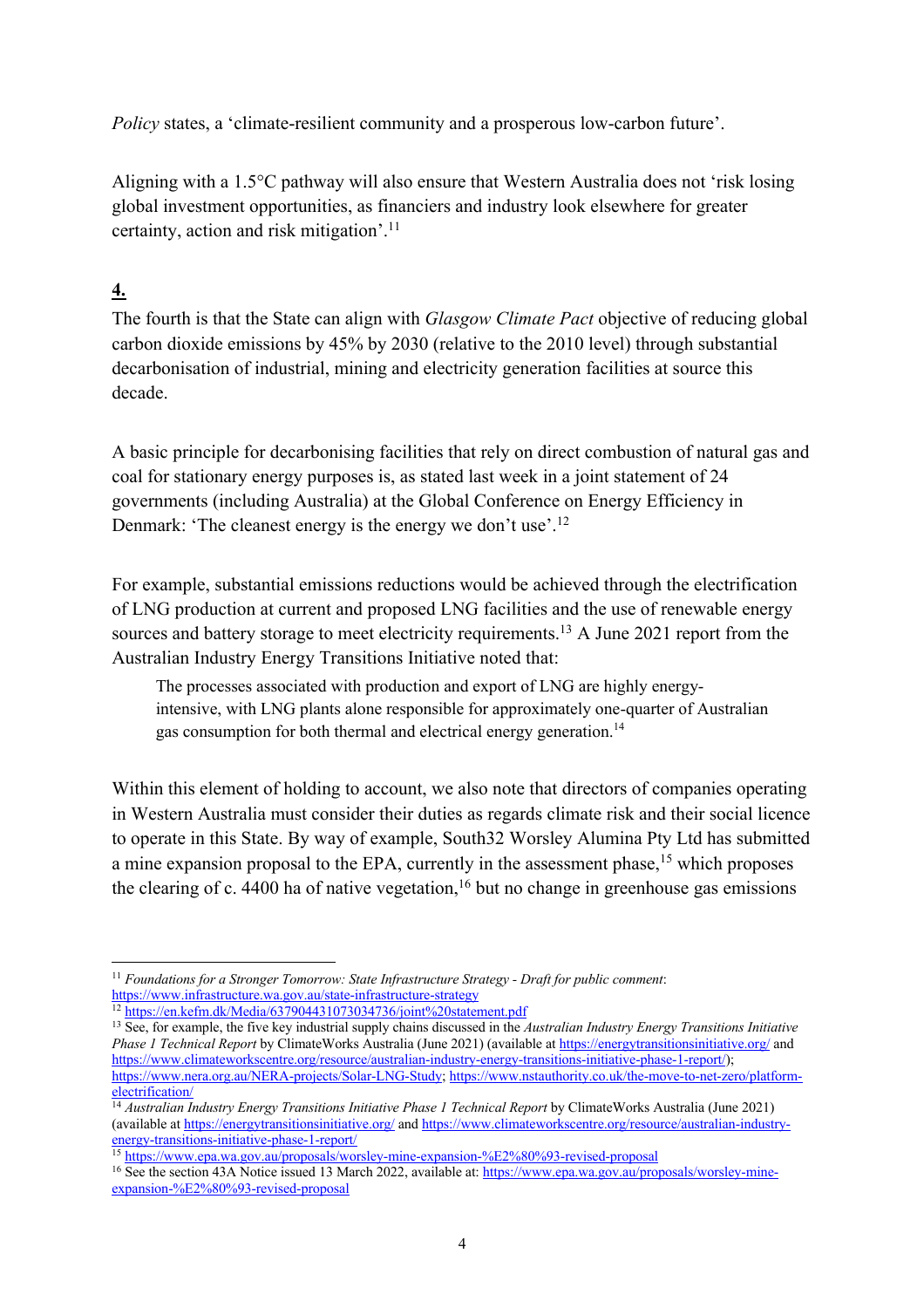*Policy* states, a 'climate-resilient community and a prosperous low-carbon future'.

Aligning with a 1.5°C pathway will also ensure that Western Australia does not 'risk losing global investment opportunities, as financiers and industry look elsewhere for greater certainty, action and risk mitigation'.[11]

**4.**

The fourth is that the State can align with *Glasgow Climate Pact* objective of reducing global carbon dioxide emissions by 45% by 2030 (relative to the 2010 level) through substantial decarbonisation of industrial, mining and electricity generation facilities at source this decade.

A basic principle for decarbonising facilities that rely on direct combustion of natural gas and coal for stationary energy purposes is, as stated last week in a joint statement of 24 governments (including Australia) at the Global Conference on Energy Efficiency in Denmark: 'The cleanest energy is the energy we don't use'.[12]

For example, substantial emissions reductions would be achieved through the electrification of LNG production at current and proposed LNG facilities and the use of renewable energy sources and battery storage to meet electricity requirements.[13] A June 2021 report from the Australian Industry Energy Transitions Initiative noted that:

> The processes associated with production and export of LNG are highly energy-intensive, with LNG plants alone responsible for approximately one-quarter of Australian gas consumption for both thermal and electrical energy generation.[14]

Within this element of holding to account, we also note that directors of companies operating in Western Australia must consider their duties as regards climate risk and their social licence to operate in this State. By way of example, South32 Worsley Alumina Pty Ltd has submitted a mine expansion proposal to the EPA, currently in the assessment phase,[15] which proposes the clearing of c. 4400 ha of native vegetation,[16] but no change in greenhouse gas emissions

---

[11] *Foundations for a Stronger Tomorrow: State Infrastructure Strategy - Draft for public comment*: https://www.infrastructure.wa.gov.au/state-infrastructure-strategy

[12] https://en.kefm.dk/Media/637904431073034736/joint%20statement.pdf

[13] See, for example, the five key industrial supply chains discussed in the *Australian Industry Energy Transitions Initiative Phase 1 Technical Report* by ClimateWorks Australia (June 2021) (available at https://energytransitionsinitiative.org/ and https://www.climateworkscentre.org/resource/australian-industry-energy-transitions-initiative-phase-1-report/); https://www.nera.org.au/NERA-projects/Solar-LNG-Study; https://www.nstauthority.co.uk/the-move-to-net-zero/platform-electrification/

[14] *Australian Industry Energy Transitions Initiative Phase 1 Technical Report* by ClimateWorks Australia (June 2021) (available at https://energytransitionsinitiative.org/ and https://www.climateworkscentre.org/resource/australian-industry-energy-transitions-initiative-phase-1-report/

[15] https://www.epa.wa.gov.au/proposals/worsley-mine-expansion-%E2%80%93-revised-proposal

[16] See the section 43A Notice issued 13 March 2022, available at: https://www.epa.wa.gov.au/proposals/worsley-mine-expansion-%E2%80%93-revised-proposal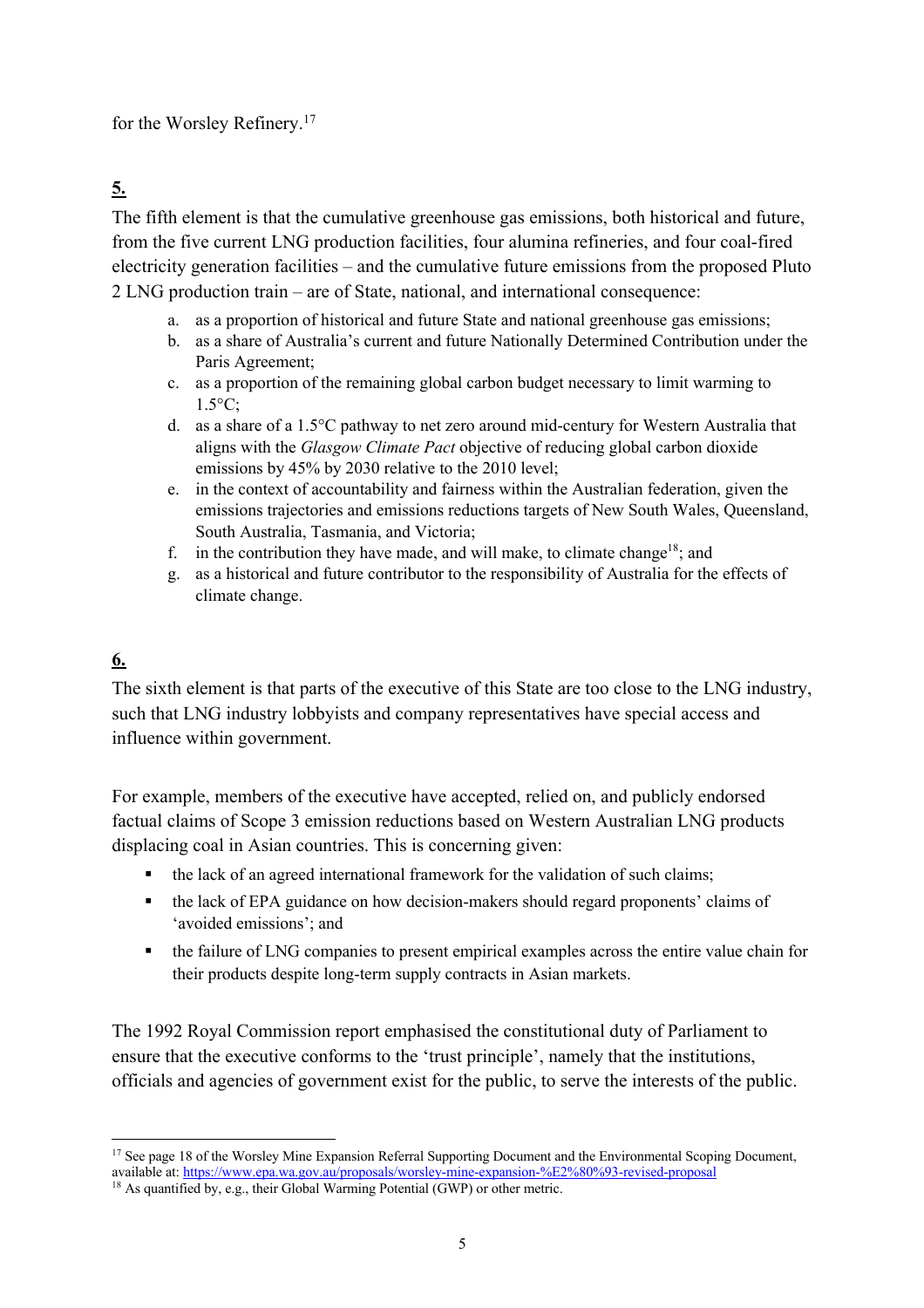for the Worsley Refinery.[17]

**5.**

The fifth element is that the cumulative greenhouse gas emissions, both historical and future, from the five current LNG production facilities, four alumina refineries, and four coal-fired electricity generation facilities – and the cumulative future emissions from the proposed Pluto 2 LNG production train – are of State, national, and international consequence:

a. as a proportion of historical and future State and national greenhouse gas emissions;
b. as a share of Australia's current and future Nationally Determined Contribution under the Paris Agreement;
c. as a proportion of the remaining global carbon budget necessary to limit warming to 1.5°C;
d. as a share of a 1.5°C pathway to net zero around mid-century for Western Australia that aligns with the *Glasgow Climate Pact* objective of reducing global carbon dioxide emissions by 45% by 2030 relative to the 2010 level;
e. in the context of accountability and fairness within the Australian federation, given the emissions trajectories and emissions reductions targets of New South Wales, Queensland, South Australia, Tasmania, and Victoria;
f. in the contribution they have made, and will make, to climate change[18]; and
g. as a historical and future contributor to the responsibility of Australia for the effects of climate change.

**6.**

The sixth element is that parts of the executive of this State are too close to the LNG industry, such that LNG industry lobbyists and company representatives have special access and influence within government.

For example, members of the executive have accepted, relied on, and publicly endorsed factual claims of Scope 3 emission reductions based on Western Australian LNG products displacing coal in Asian countries. This is concerning given:

- the lack of an agreed international framework for the validation of such claims;
- the lack of EPA guidance on how decision-makers should regard proponents' claims of 'avoided emissions'; and
- the failure of LNG companies to present empirical examples across the entire value chain for their products despite long-term supply contracts in Asian markets.

The 1992 Royal Commission report emphasised the constitutional duty of Parliament to ensure that the executive conforms to the 'trust principle', namely that the institutions, officials and agencies of government exist for the public, to serve the interests of the public.

---

[17] See page 18 of the Worsley Mine Expansion Referral Supporting Document and the Environmental Scoping Document, available at: https://www.epa.wa.gov.au/proposals/worsley-mine-expansion-%E2%80%93-revised-proposal

[18] As quantified by, e.g., their Global Warming Potential (GWP) or other metric.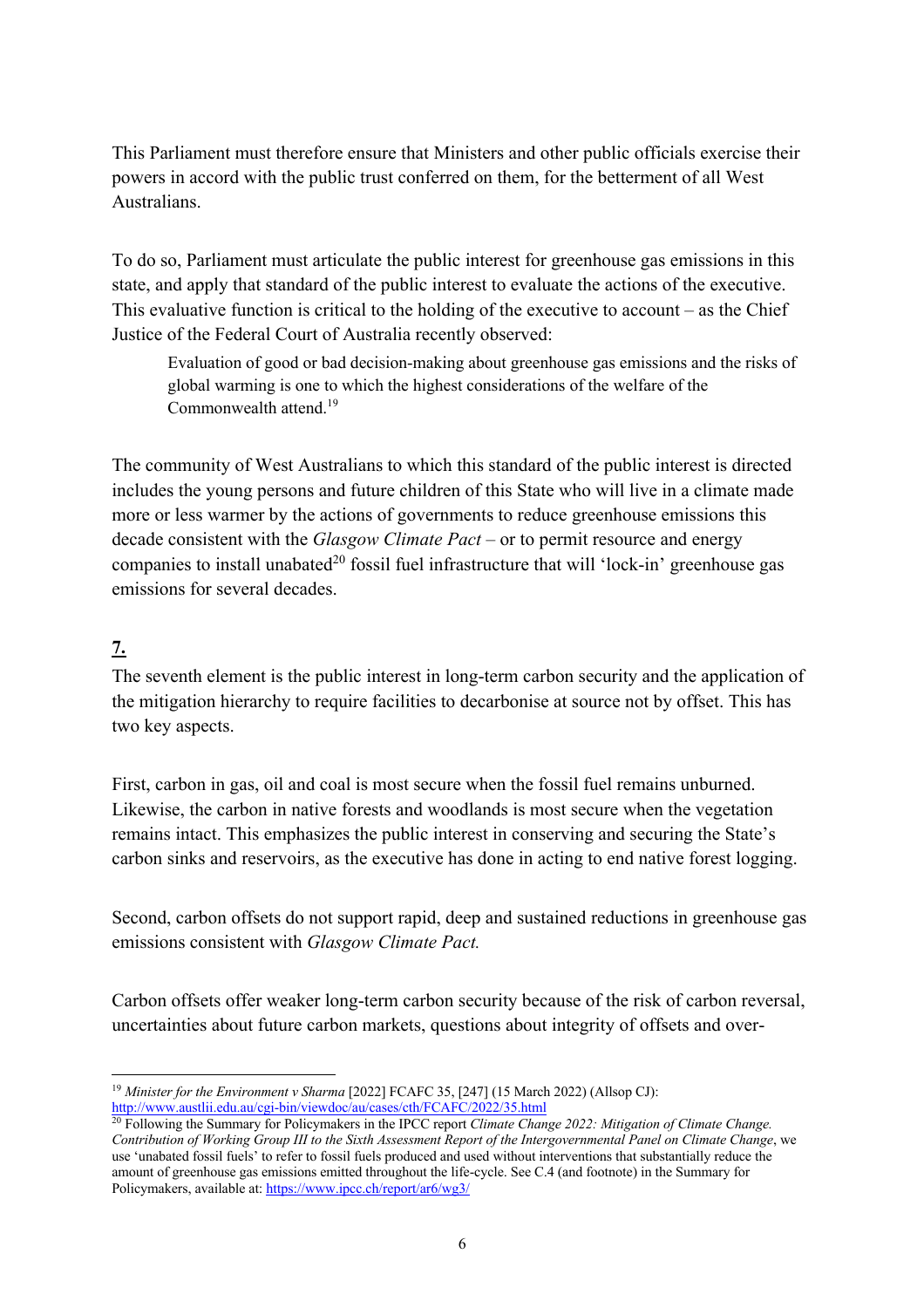This Parliament must therefore ensure that Ministers and other public officials exercise their powers in accord with the public trust conferred on them, for the betterment of all West Australians.

To do so, Parliament must articulate the public interest for greenhouse gas emissions in this state, and apply that standard of the public interest to evaluate the actions of the executive. This evaluative function is critical to the holding of the executive to account – as the Chief Justice of the Federal Court of Australia recently observed:

> Evaluation of good or bad decision-making about greenhouse gas emissions and the risks of global warming is one to which the highest considerations of the welfare of the Commonwealth attend.[19]

The community of West Australians to which this standard of the public interest is directed includes the young persons and future children of this State who will live in a climate made more or less warmer by the actions of governments to reduce greenhouse emissions this decade consistent with the *Glasgow Climate Pact* – or to permit resource and energy companies to install unabated[20] fossil fuel infrastructure that will 'lock-in' greenhouse gas emissions for several decades.

## **7.**

The seventh element is the public interest in long-term carbon security and the application of the mitigation hierarchy to require facilities to decarbonise at source not by offset. This has two key aspects.

First, carbon in gas, oil and coal is most secure when the fossil fuel remains unburned. Likewise, the carbon in native forests and woodlands is most secure when the vegetation remains intact. This emphasizes the public interest in conserving and securing the State's carbon sinks and reservoirs, as the executive has done in acting to end native forest logging.

Second, carbon offsets do not support rapid, deep and sustained reductions in greenhouse gas emissions consistent with *Glasgow Climate Pact.*

Carbon offsets offer weaker long-term carbon security because of the risk of carbon reversal, uncertainties about future carbon markets, questions about integrity of offsets and over-

---

[19] *Minister for the Environment v Sharma* [2022] FCAFC 35, [247] (15 March 2022) (Allsop CJ): http://www.austlii.edu.au/cgi-bin/viewdoc/au/cases/cth/FCAFC/2022/35.html

[20] Following the Summary for Policymakers in the IPCC report *Climate Change 2022: Mitigation of Climate Change. Contribution of Working Group III to the Sixth Assessment Report of the Intergovernmental Panel on Climate Change*, we use 'unabated fossil fuels' to refer to fossil fuels produced and used without interventions that substantially reduce the amount of greenhouse gas emissions emitted throughout the life-cycle. See C.4 (and footnote) in the Summary for Policymakers, available at: https://www.ipcc.ch/report/ar6/wg3/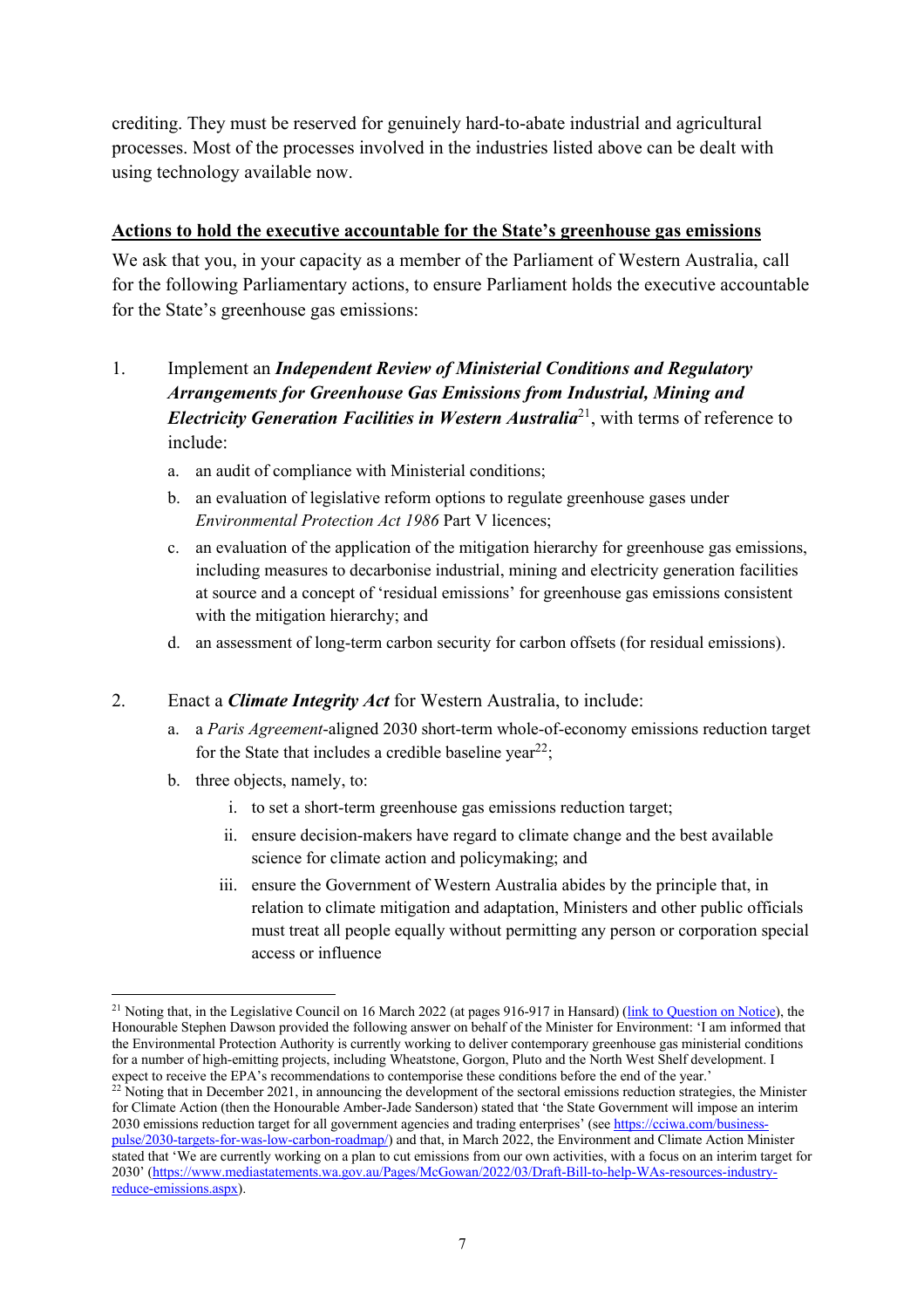crediting. They must be reserved for genuinely hard-to-abate industrial and agricultural processes. Most of the processes involved in the industries listed above can be dealt with using technology available now.

## Actions to hold the executive accountable for the State's greenhouse gas emissions

We ask that you, in your capacity as a member of the Parliament of Western Australia, call for the following Parliamentary actions, to ensure Parliament holds the executive accountable for the State's greenhouse gas emissions:

1. Implement an ***Independent Review of Ministerial Conditions and Regulatory Arrangements for Greenhouse Gas Emissions from Industrial, Mining and Electricity Generation Facilities in Western Australia***[21], with terms of reference to include:
   a. an audit of compliance with Ministerial conditions;
   b. an evaluation of legislative reform options to regulate greenhouse gases under *Environmental Protection Act 1986* Part V licences;
   c. an evaluation of the application of the mitigation hierarchy for greenhouse gas emissions, including measures to decarbonise industrial, mining and electricity generation facilities at source and a concept of 'residual emissions' for greenhouse gas emissions consistent with the mitigation hierarchy; and
   d. an assessment of long-term carbon security for carbon offsets (for residual emissions).

2. Enact a ***Climate Integrity Act*** for Western Australia, to include:
   a. a *Paris Agreement*-aligned 2030 short-term whole-of-economy emissions reduction target for the State that includes a credible baseline year[22];
   b. three objects, namely, to:
      i. to set a short-term greenhouse gas emissions reduction target;
      ii. ensure decision-makers have regard to climate change and the best available science for climate action and policymaking; and
      iii. ensure the Government of Western Australia abides by the principle that, in relation to climate mitigation and adaptation, Ministers and other public officials must treat all people equally without permitting any person or corporation special access or influence

---

[21] Noting that, in the Legislative Council on 16 March 2022 (at pages 916-917 in Hansard) (link to Question on Notice), the Honourable Stephen Dawson provided the following answer on behalf of the Minister for Environment: 'I am informed that the Environmental Protection Authority is currently working to deliver contemporary greenhouse gas ministerial conditions for a number of high-emitting projects, including Wheatstone, Gorgon, Pluto and the North West Shelf development. I expect to receive the EPA's recommendations to contemporise these conditions before the end of the year.'

[22] Noting that in December 2021, in announcing the development of the sectoral emissions reduction strategies, the Minister for Climate Action (then the Honourable Amber-Jade Sanderson) stated that 'the State Government will impose an interim 2030 emissions reduction target for all government agencies and trading enterprises' (see https://cciwa.com/business-pulse/2030-targets-for-was-low-carbon-roadmap/) and that, in March 2022, the Environment and Climate Action Minister stated that 'We are currently working on a plan to cut emissions from our own activities, with a focus on an interim target for 2030' (https://www.mediastatements.wa.gov.au/Pages/McGowan/2022/03/Draft-Bill-to-help-WAs-resources-industry-reduce-emissions.aspx).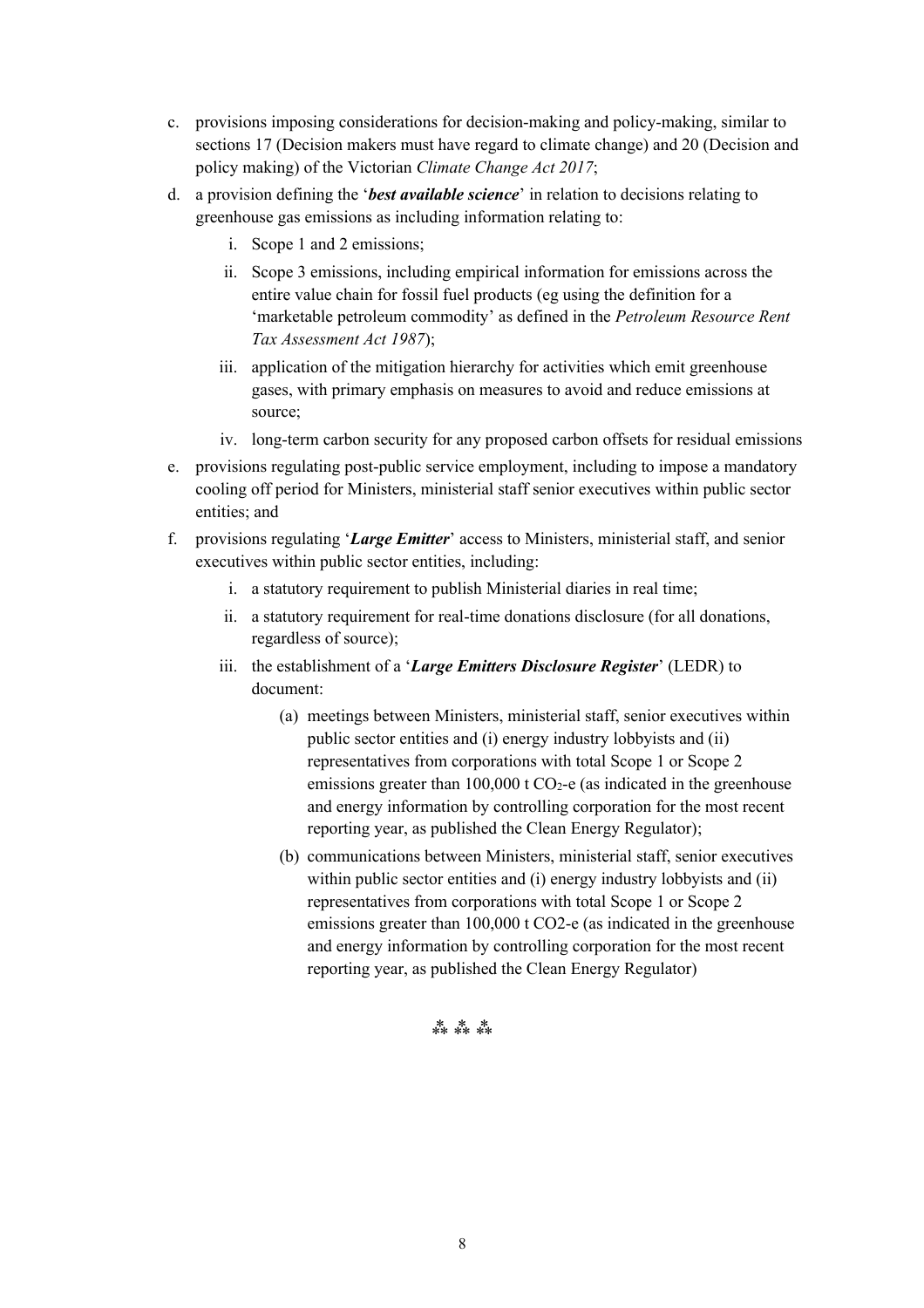c. provisions imposing considerations for decision-making and policy-making, similar to sections 17 (Decision makers must have regard to climate change) and 20 (Decision and policy making) of the Victorian *Climate Change Act 2017*;

d. a provision defining the '***best available science***' in relation to decisions relating to greenhouse gas emissions as including information relating to:

    i. Scope 1 and 2 emissions;

    ii. Scope 3 emissions, including empirical information for emissions across the entire value chain for fossil fuel products (eg using the definition for a 'marketable petroleum commodity' as defined in the *Petroleum Resource Rent Tax Assessment Act 1987*);

    iii. application of the mitigation hierarchy for activities which emit greenhouse gases, with primary emphasis on measures to avoid and reduce emissions at source;

    iv. long-term carbon security for any proposed carbon offsets for residual emissions

e. provisions regulating post-public service employment, including to impose a mandatory cooling off period for Ministers, ministerial staff senior executives within public sector entities; and

f. provisions regulating '***Large Emitter***' access to Ministers, ministerial staff, and senior executives within public sector entities, including:

    i. a statutory requirement to publish Ministerial diaries in real time;

    ii. a statutory requirement for real-time donations disclosure (for all donations, regardless of source);

    iii. the establishment of a '***Large Emitters Disclosure Register***' (LEDR) to document:

        (a) meetings between Ministers, ministerial staff, senior executives within public sector entities and (i) energy industry lobbyists and (ii) representatives from corporations with total Scope 1 or Scope 2 emissions greater than 100,000 t $CO_2$-e (as indicated in the greenhouse and energy information by controlling corporation for the most recent reporting year, as published the Clean Energy Regulator);

        (b) communications between Ministers, ministerial staff, senior executives within public sector entities and (i) energy industry lobbyists and (ii) representatives from corporations with total Scope 1 or Scope 2 emissions greater than 100,000 t CO2-e (as indicated in the greenhouse and energy information by controlling corporation for the most recent reporting year, as published the Clean Energy Regulator)

⁂ ⁂ ⁂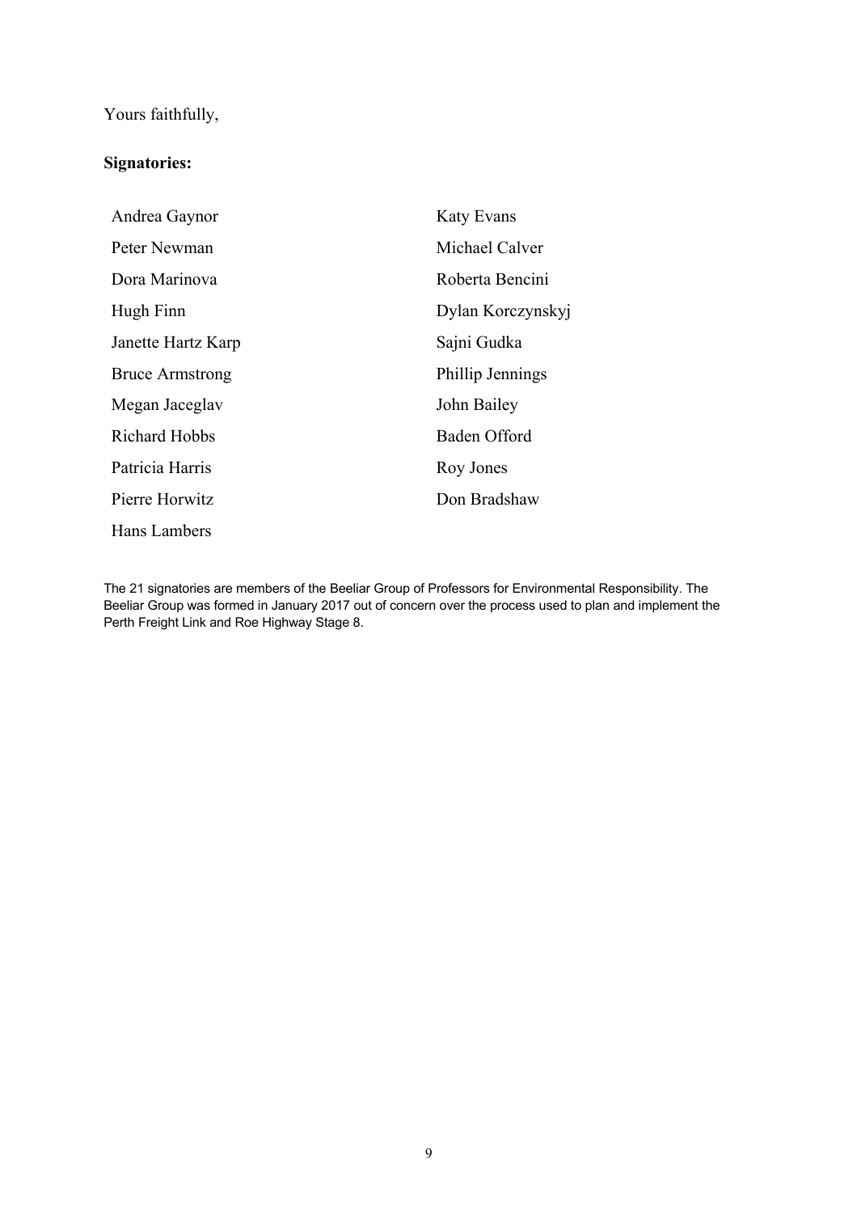Yours faithfully,

**Signatories:**

Andrea Gaynor

Peter Newman

Dora Marinova

Hugh Finn

Janette Hartz Karp

Bruce Armstrong

Megan Jaceglav

Richard Hobbs

Patricia Harris

Pierre Horwitz

Hans Lambers

Katy Evans

Michael Calver

Roberta Bencini

Dylan Korczynskyj

Sajni Gudka

Phillip Jennings

John Bailey

Baden Offord

Roy Jones

Don Bradshaw

The 21 signatories are members of the Beeliar Group of Professors for Environmental Responsibility. The Beeliar Group was formed in January 2017 out of concern over the process used to plan and implement the Perth Freight Link and Roe Highway Stage 8.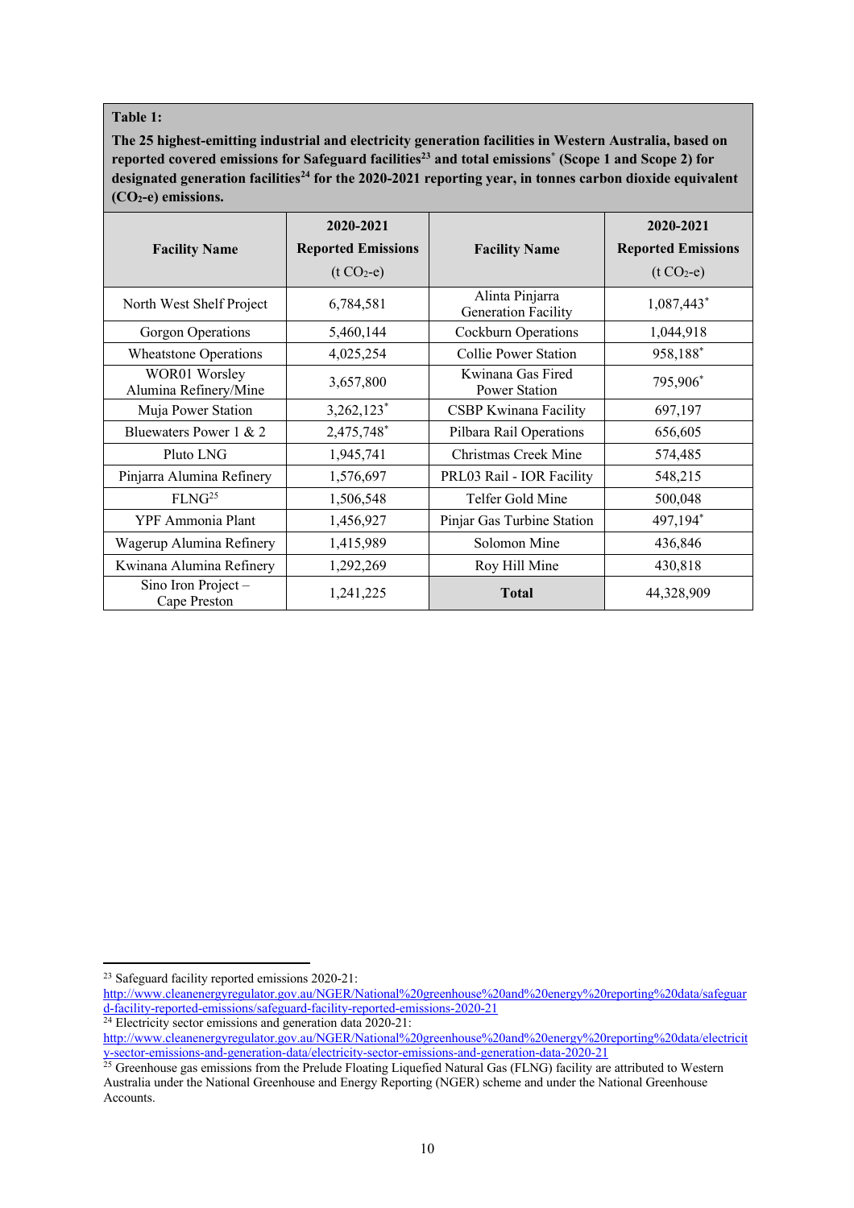**Table 1:**

**The 25 highest-emitting industrial and electricity generation facilities in Western Australia, based on reported covered emissions for Safeguard facilities[23] and total emissions* (Scope 1 and Scope 2) for designated generation facilities[24] for the 2020-2021 reporting year, in tonnes carbon dioxide equivalent ($CO_2$-e) emissions.**

| Facility Name | 2020-2021 Reported Emissions (t $CO_2$-e) | Facility Name | 2020-2021 Reported Emissions (t $CO_2$-e) |
|---|---|---|---|
| North West Shelf Project | 6,784,581 | Alinta Pinjarra Generation Facility | 1,087,443* |
| Gorgon Operations | 5,460,144 | Cockburn Operations | 1,044,918 |
| Wheatstone Operations | 4,025,254 | Collie Power Station | 958,188* |
| WOR01 Worsley Alumina Refinery/Mine | 3,657,800 | Kwinana Gas Fired Power Station | 795,906* |
| Muja Power Station | 3,262,123* | CSBP Kwinana Facility | 697,197 |
| Bluewaters Power 1 & 2 | 2,475,748* | Pilbara Rail Operations | 656,605 |
| Pluto LNG | 1,945,741 | Christmas Creek Mine | 574,485 |
| Pinjarra Alumina Refinery | 1,576,697 | PRL03 Rail - IOR Facility | 548,215 |
| FLNG[25] | 1,506,548 | Telfer Gold Mine | 500,048 |
| YPF Ammonia Plant | 1,456,927 | Pinjar Gas Turbine Station | 497,194* |
| Wagerup Alumina Refinery | 1,415,989 | Solomon Mine | 436,846 |
| Kwinana Alumina Refinery | 1,292,269 | Roy Hill Mine | 430,818 |
| Sino Iron Project – Cape Preston | 1,241,225 | **Total** | 44,328,909 |

[23] Safeguard facility reported emissions 2020-21: http://www.cleanenergyregulator.gov.au/NGER/National%20greenhouse%20and%20energy%20reporting%20data/safeguard-facility-reported-emissions/safeguard-facility-reported-emissions-2020-21

[24] Electricity sector emissions and generation data 2020-21: http://www.cleanenergyregulator.gov.au/NGER/National%20greenhouse%20and%20energy%20reporting%20data/electricity-sector-emissions-and-generation-data/electricity-sector-emissions-and-generation-data-2020-21

[25] Greenhouse gas emissions from the Prelude Floating Liquefied Natural Gas (FLNG) facility are attributed to Western Australia under the National Greenhouse and Energy Reporting (NGER) scheme and under the National Greenhouse Accounts.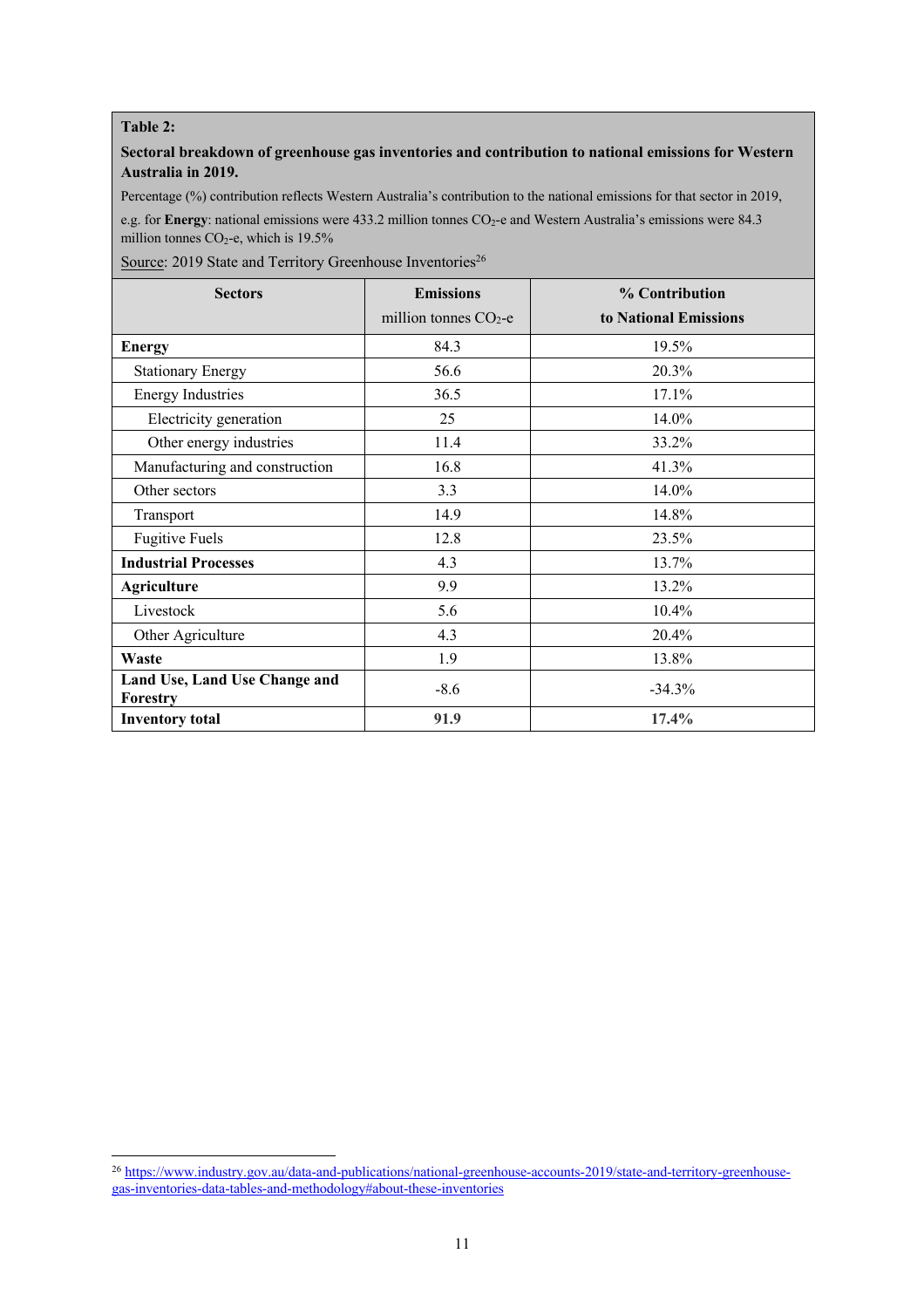**Table 2:**

**Sectoral breakdown of greenhouse gas inventories and contribution to national emissions for Western Australia in 2019.**

Percentage (%) contribution reflects Western Australia's contribution to the national emissions for that sector in 2019, e.g. for **Energy**: national emissions were 433.2 million tonnes $CO_2$-e and Western Australia's emissions were 84.3 million tonnes $CO_2$-e, which is 19.5%

Source: 2019 State and Territory Greenhouse Inventories[26]

| Sectors | Emissions million tonnes $CO_2$-e | % Contribution to National Emissions |
|---|---|---|
| **Energy** | 84.3 | 19.5% |
| Stationary Energy | 56.6 | 20.3% |
| Energy Industries | 36.5 | 17.1% |
| Electricity generation | 25 | 14.0% |
| Other energy industries | 11.4 | 33.2% |
| Manufacturing and construction | 16.8 | 41.3% |
| Other sectors | 3.3 | 14.0% |
| Transport | 14.9 | 14.8% |
| Fugitive Fuels | 12.8 | 23.5% |
| **Industrial Processes** | 4.3 | 13.7% |
| **Agriculture** | 9.9 | 13.2% |
| Livestock | 5.6 | 10.4% |
| Other Agriculture | 4.3 | 20.4% |
| **Waste** | 1.9 | 13.8% |
| **Land Use, Land Use Change and Forestry** | -8.6 | -34.3% |
| **Inventory total** | **91.9** | **17.4%** |

[26] https://www.industry.gov.au/data-and-publications/national-greenhouse-accounts-2019/state-and-territory-greenhouse-gas-inventories-data-tables-and-methodology#about-these-inventories